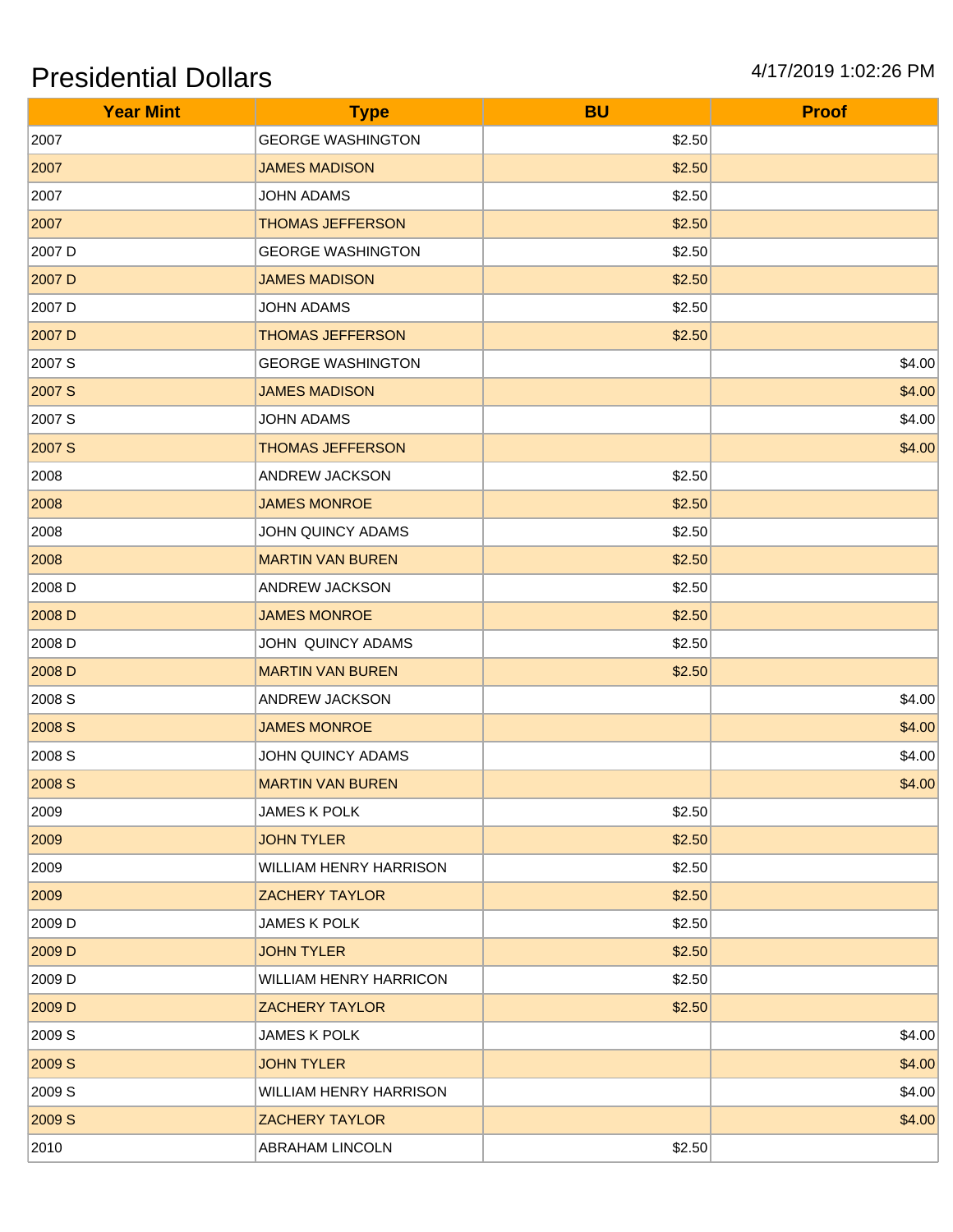# Presidential Dollars

4/17/2019 1:02:26 PM

| Year Mint | Type | BU | Proof |
| --- | --- | --- | --- |
| 2007 | GEORGE WASHINGTON | $2.50 | |
| 2007 | JAMES MADISON | $2.50 | |
| 2007 | JOHN ADAMS | $2.50 | |
| 2007 | THOMAS JEFFERSON | $2.50 | |
| 2007 D | GEORGE WASHINGTON | $2.50 | |
| 2007 D | JAMES MADISON | $2.50 | |
| 2007 D | JOHN ADAMS | $2.50 | |
| 2007 D | THOMAS JEFFERSON | $2.50 | |
| 2007 S | GEORGE WASHINGTON | | $4.00 |
| 2007 S | JAMES MADISON | | $4.00 |
| 2007 S | JOHN ADAMS | | $4.00 |
| 2007 S | THOMAS JEFFERSON | | $4.00 |
| 2008 | ANDREW JACKSON | $2.50 | |
| 2008 | JAMES MONROE | $2.50 | |
| 2008 | JOHN QUINCY ADAMS | $2.50 | |
| 2008 | MARTIN VAN BUREN | $2.50 | |
| 2008 D | ANDREW JACKSON | $2.50 | |
| 2008 D | JAMES MONROE | $2.50 | |
| 2008 D | JOHN  QUINCY ADAMS | $2.50 | |
| 2008 D | MARTIN VAN BUREN | $2.50 | |
| 2008 S | ANDREW JACKSON | | $4.00 |
| 2008 S | JAMES MONROE | | $4.00 |
| 2008 S | JOHN QUINCY ADAMS | | $4.00 |
| 2008 S | MARTIN VAN BUREN | | $4.00 |
| 2009 | JAMES K POLK | $2.50 | |
| 2009 | JOHN TYLER | $2.50 | |
| 2009 | WILLIAM HENRY HARRISON | $2.50 | |
| 2009 | ZACHERY TAYLOR | $2.50 | |
| 2009 D | JAMES K POLK | $2.50 | |
| 2009 D | JOHN TYLER | $2.50 | |
| 2009 D | WILLIAM HENRY HARRICON | $2.50 | |
| 2009 D | ZACHERY TAYLOR | $2.50 | |
| 2009 S | JAMES K POLK | | $4.00 |
| 2009 S | JOHN TYLER | | $4.00 |
| 2009 S | WILLIAM HENRY HARRISON | | $4.00 |
| 2009 S | ZACHERY TAYLOR | | $4.00 |
| 2010 | ABRAHAM LINCOLN | $2.50 | |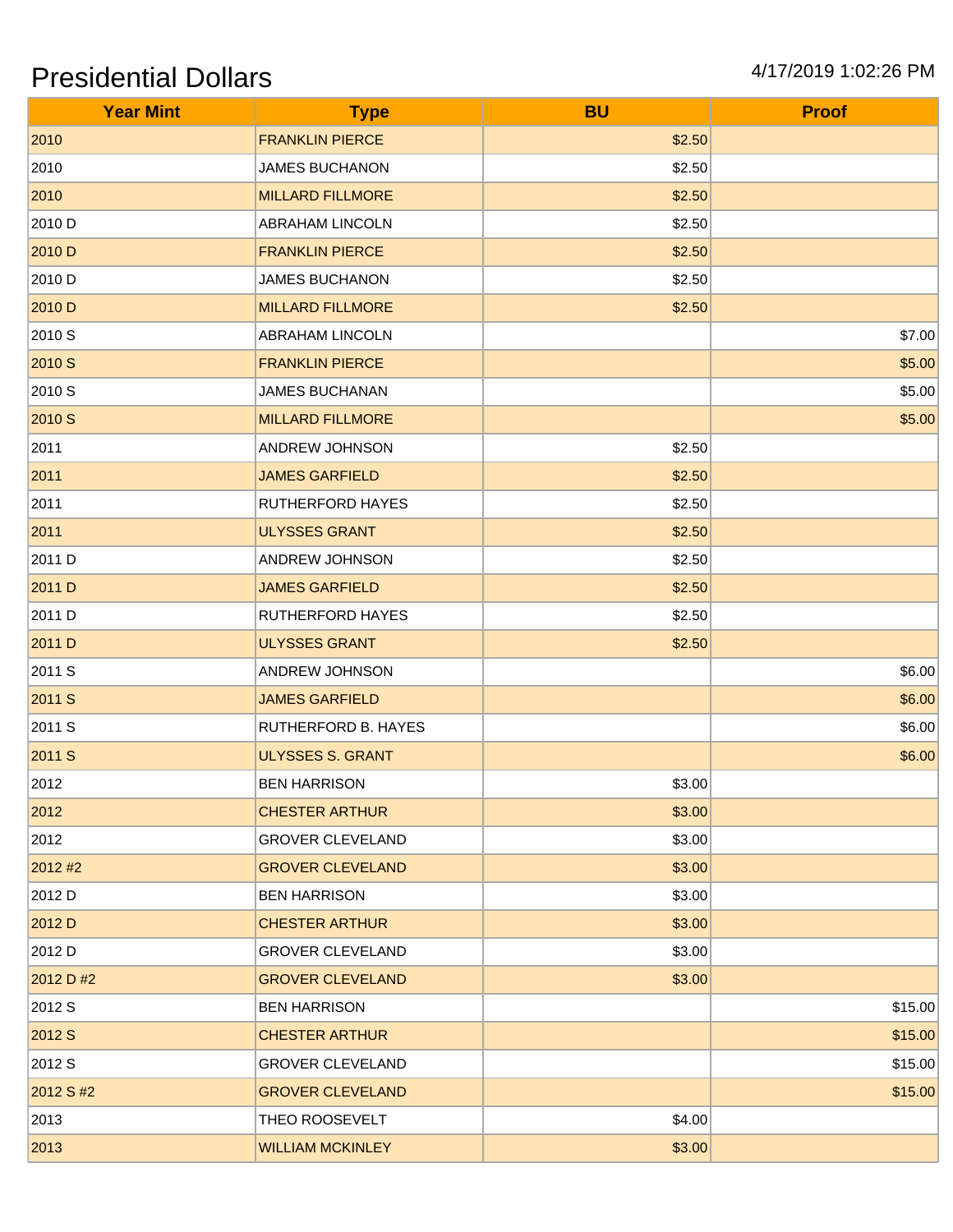# Presidential Dollars

4/17/2019 1:02:26 PM

| Year Mint | Type | BU | Proof |
|---|---|---|---|
| 2010 | FRANKLIN PIERCE | $2.50 | |
| 2010 | JAMES BUCHANON | $2.50 | |
| 2010 | MILLARD FILLMORE | $2.50 | |
| 2010 D | ABRAHAM LINCOLN | $2.50 | |
| 2010 D | FRANKLIN PIERCE | $2.50 | |
| 2010 D | JAMES BUCHANON | $2.50 | |
| 2010 D | MILLARD FILLMORE | $2.50 | |
| 2010 S | ABRAHAM LINCOLN | | $7.00 |
| 2010 S | FRANKLIN PIERCE | | $5.00 |
| 2010 S | JAMES BUCHANAN | | $5.00 |
| 2010 S | MILLARD FILLMORE | | $5.00 |
| 2011 | ANDREW JOHNSON | $2.50 | |
| 2011 | JAMES GARFIELD | $2.50 | |
| 2011 | RUTHERFORD HAYES | $2.50 | |
| 2011 | ULYSSES GRANT | $2.50 | |
| 2011 D | ANDREW JOHNSON | $2.50 | |
| 2011 D | JAMES GARFIELD | $2.50 | |
| 2011 D | RUTHERFORD HAYES | $2.50 | |
| 2011 D | ULYSSES GRANT | $2.50 | |
| 2011 S | ANDREW JOHNSON | | $6.00 |
| 2011 S | JAMES GARFIELD | | $6.00 |
| 2011 S | RUTHERFORD B. HAYES | | $6.00 |
| 2011 S | ULYSSES S. GRANT | | $6.00 |
| 2012 | BEN HARRISON | $3.00 | |
| 2012 | CHESTER ARTHUR | $3.00 | |
| 2012 | GROVER CLEVELAND | $3.00 | |
| 2012 #2 | GROVER CLEVELAND | $3.00 | |
| 2012 D | BEN HARRISON | $3.00 | |
| 2012 D | CHESTER ARTHUR | $3.00 | |
| 2012 D | GROVER CLEVELAND | $3.00 | |
| 2012 D #2 | GROVER CLEVELAND | $3.00 | |
| 2012 S | BEN HARRISON | | $15.00 |
| 2012 S | CHESTER ARTHUR | | $15.00 |
| 2012 S | GROVER CLEVELAND | | $15.00 |
| 2012 S #2 | GROVER CLEVELAND | | $15.00 |
| 2013 | THEO ROOSEVELT | $4.00 | |
| 2013 | WILLIAM MCKINLEY | $3.00 | |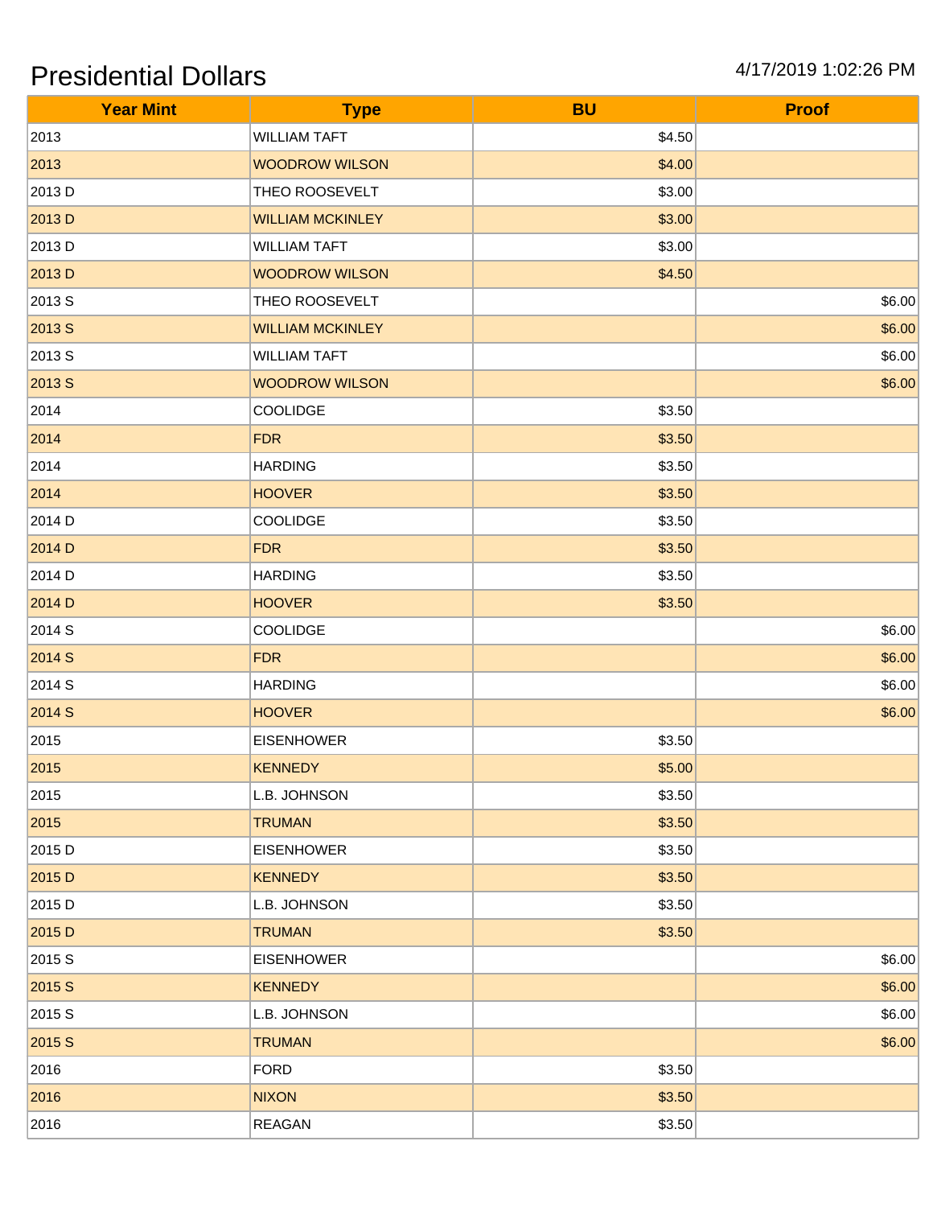# Presidential Dollars

4/17/2019 1:02:26 PM

| Year Mint | Type | BU | Proof |
|---|---|---|---|
| 2013 | WILLIAM TAFT | $4.50 | |
| 2013 | WOODROW WILSON | $4.00 | |
| 2013 D | THEO ROOSEVELT | $3.00 | |
| 2013 D | WILLIAM MCKINLEY | $3.00 | |
| 2013 D | WILLIAM TAFT | $3.00 | |
| 2013 D | WOODROW WILSON | $4.50 | |
| 2013 S | THEO ROOSEVELT | | $6.00 |
| 2013 S | WILLIAM MCKINLEY | | $6.00 |
| 2013 S | WILLIAM TAFT | | $6.00 |
| 2013 S | WOODROW WILSON | | $6.00 |
| 2014 | COOLIDGE | $3.50 | |
| 2014 | FDR | $3.50 | |
| 2014 | HARDING | $3.50 | |
| 2014 | HOOVER | $3.50 | |
| 2014 D | COOLIDGE | $3.50 | |
| 2014 D | FDR | $3.50 | |
| 2014 D | HARDING | $3.50 | |
| 2014 D | HOOVER | $3.50 | |
| 2014 S | COOLIDGE | | $6.00 |
| 2014 S | FDR | | $6.00 |
| 2014 S | HARDING | | $6.00 |
| 2014 S | HOOVER | | $6.00 |
| 2015 | EISENHOWER | $3.50 | |
| 2015 | KENNEDY | $5.00 | |
| 2015 | L.B. JOHNSON | $3.50 | |
| 2015 | TRUMAN | $3.50 | |
| 2015 D | EISENHOWER | $3.50 | |
| 2015 D | KENNEDY | $3.50 | |
| 2015 D | L.B. JOHNSON | $3.50 | |
| 2015 D | TRUMAN | $3.50 | |
| 2015 S | EISENHOWER | | $6.00 |
| 2015 S | KENNEDY | | $6.00 |
| 2015 S | L.B. JOHNSON | | $6.00 |
| 2015 S | TRUMAN | | $6.00 |
| 2016 | FORD | $3.50 | |
| 2016 | NIXON | $3.50 | |
| 2016 | REAGAN | $3.50 | |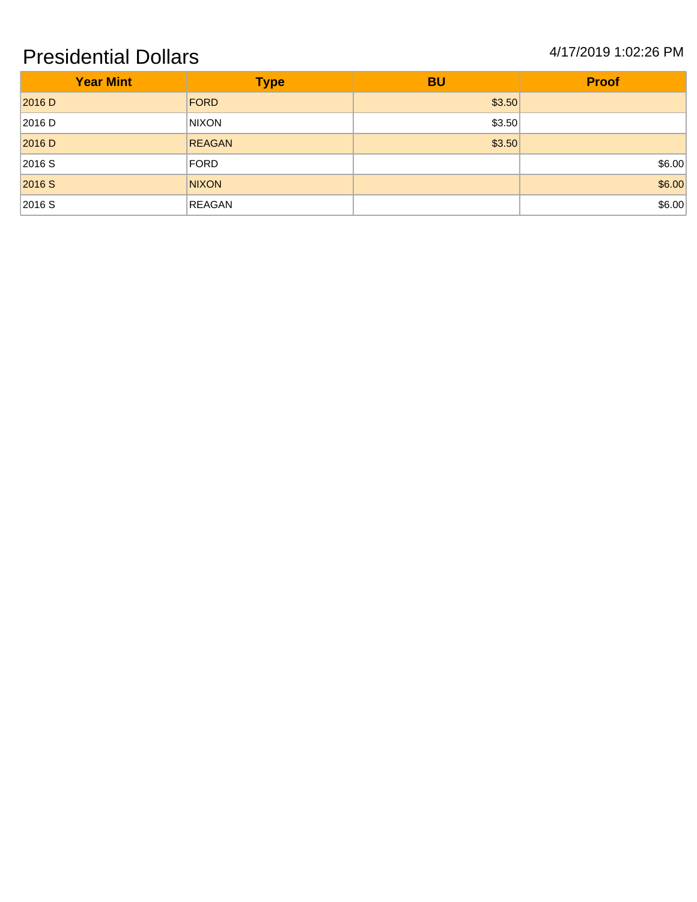# Presidential Dollars

4/17/2019 1:02:26 PM

| Year Mint | Type | BU | Proof |
| --- | --- | --- | --- |
| 2016 D | FORD | $3.50 | |
| 2016 D | NIXON | $3.50 | |
| 2016 D | REAGAN | $3.50 | |
| 2016 S | FORD | | $6.00 |
| 2016 S | NIXON | | $6.00 |
| 2016 S | REAGAN | | $6.00 |